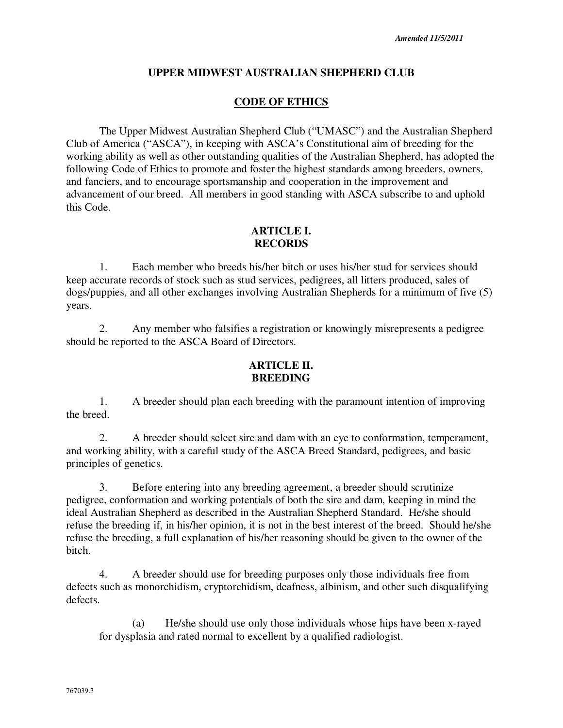*Amended 11/5/2011*

# UPPER MIDWEST AUSTRALIAN SHEPHERD CLUB

## CODE OF ETHICS

The Upper Midwest Australian Shepherd Club ("UMASC") and the Australian Shepherd Club of America ("ASCA"), in keeping with ASCA's Constitutional aim of breeding for the working ability as well as other outstanding qualities of the Australian Shepherd, has adopted the following Code of Ethics to promote and foster the highest standards among breeders, owners, and fanciers, and to encourage sportsmanship and cooperation in the improvement and advancement of our breed. All members in good standing with ASCA subscribe to and uphold this Code.

## ARTICLE I. RECORDS

1. Each member who breeds his/her bitch or uses his/her stud for services should keep accurate records of stock such as stud services, pedigrees, all litters produced, sales of dogs/puppies, and all other exchanges involving Australian Shepherds for a minimum of five (5) years.

2. Any member who falsifies a registration or knowingly misrepresents a pedigree should be reported to the ASCA Board of Directors.

## ARTICLE II. BREEDING

1. A breeder should plan each breeding with the paramount intention of improving the breed.

2. A breeder should select sire and dam with an eye to conformation, temperament, and working ability, with a careful study of the ASCA Breed Standard, pedigrees, and basic principles of genetics.

3. Before entering into any breeding agreement, a breeder should scrutinize pedigree, conformation and working potentials of both the sire and dam, keeping in mind the ideal Australian Shepherd as described in the Australian Shepherd Standard. He/she should refuse the breeding if, in his/her opinion, it is not in the best interest of the breed. Should he/she refuse the breeding, a full explanation of his/her reasoning should be given to the owner of the bitch.

4. A breeder should use for breeding purposes only those individuals free from defects such as monorchidism, cryptorchidism, deafness, albinism, and other such disqualifying defects.

   (a) He/she should use only those individuals whose hips have been x-rayed for dysplasia and rated normal to excellent by a qualified radiologist.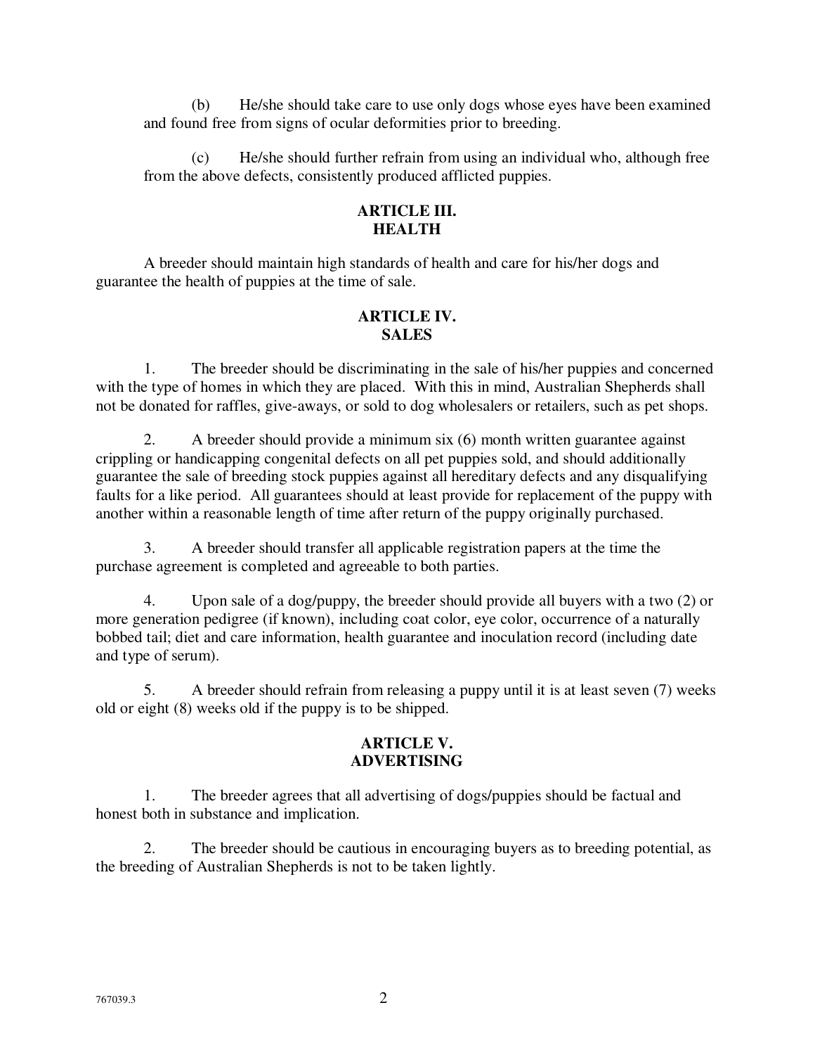(b) He/she should take care to use only dogs whose eyes have been examined and found free from signs of ocular deformities prior to breeding.

(c) He/she should further refrain from using an individual who, although free from the above defects, consistently produced afflicted puppies.

## ARTICLE III.
## HEALTH

A breeder should maintain high standards of health and care for his/her dogs and guarantee the health of puppies at the time of sale.

## ARTICLE IV.
## SALES

1. The breeder should be discriminating in the sale of his/her puppies and concerned with the type of homes in which they are placed. With this in mind, Australian Shepherds shall not be donated for raffles, give-aways, or sold to dog wholesalers or retailers, such as pet shops.

2. A breeder should provide a minimum six (6) month written guarantee against crippling or handicapping congenital defects on all pet puppies sold, and should additionally guarantee the sale of breeding stock puppies against all hereditary defects and any disqualifying faults for a like period. All guarantees should at least provide for replacement of the puppy with another within a reasonable length of time after return of the puppy originally purchased.

3. A breeder should transfer all applicable registration papers at the time the purchase agreement is completed and agreeable to both parties.

4. Upon sale of a dog/puppy, the breeder should provide all buyers with a two (2) or more generation pedigree (if known), including coat color, eye color, occurrence of a naturally bobbed tail; diet and care information, health guarantee and inoculation record (including date and type of serum).

5. A breeder should refrain from releasing a puppy until it is at least seven (7) weeks old or eight (8) weeks old if the puppy is to be shipped.

## ARTICLE V.
## ADVERTISING

1. The breeder agrees that all advertising of dogs/puppies should be factual and honest both in substance and implication.

2. The breeder should be cautious in encouraging buyers as to breeding potential, as the breeding of Australian Shepherds is not to be taken lightly.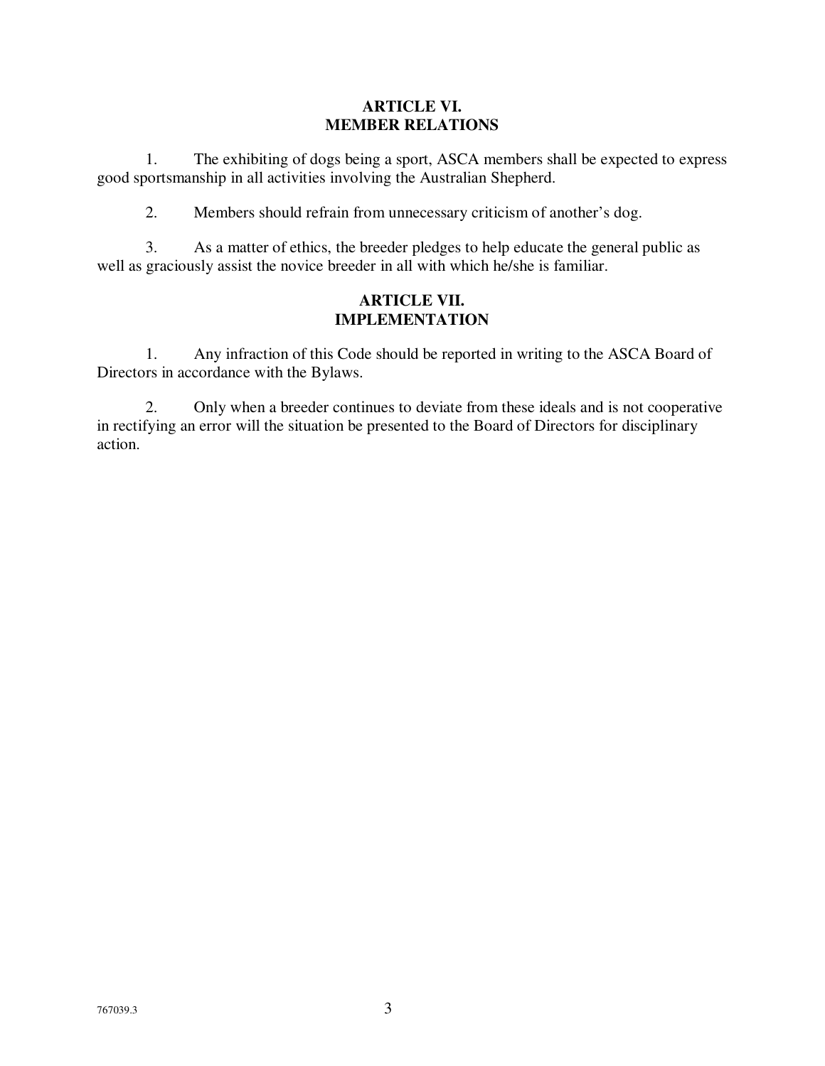## ARTICLE VI.
## MEMBER RELATIONS

1. The exhibiting of dogs being a sport, ASCA members shall be expected to express good sportsmanship in all activities involving the Australian Shepherd.

2. Members should refrain from unnecessary criticism of another's dog.

3. As a matter of ethics, the breeder pledges to help educate the general public as well as graciously assist the novice breeder in all with which he/she is familiar.

## ARTICLE VII.
## IMPLEMENTATION

1. Any infraction of this Code should be reported in writing to the ASCA Board of Directors in accordance with the Bylaws.

2. Only when a breeder continues to deviate from these ideals and is not cooperative in rectifying an error will the situation be presented to the Board of Directors for disciplinary action.

767039.3